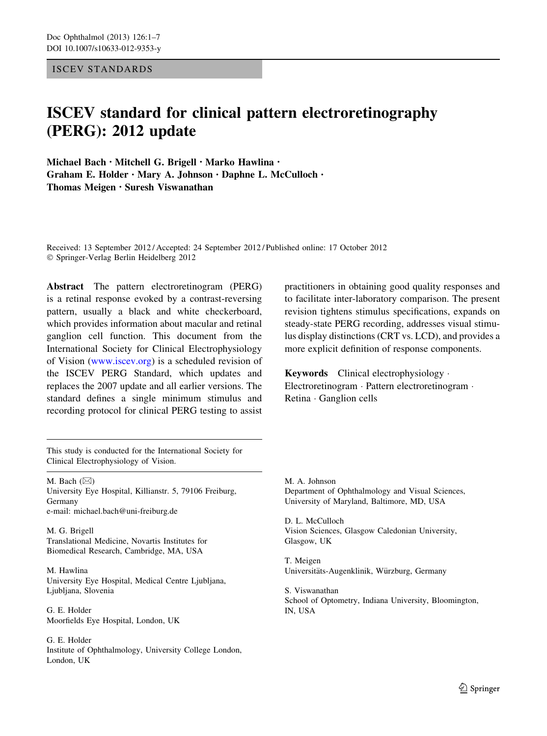ISCEV STANDARDS

# ISCEV standard for clinical pattern electroretinography (PERG): 2012 update

**Michael Bach · Mitchell G. Brigell · Marko Hawlina · Graham E. Holder · Mary A. Johnson · Daphne L. McCulloch · Thomas Meigen · Suresh Viswanathan**

Received: 13 September 2012 / Accepted: 24 September 2012 / Published online: 17 October 2012
© Springer-Verlag Berlin Heidelberg 2012

**Abstract** The pattern electroretinogram (PERG) is a retinal response evoked by a contrast-reversing pattern, usually a black and white checkerboard, which provides information about macular and retinal ganglion cell function. This document from the International Society for Clinical Electrophysiology of Vision (www.iscev.org) is a scheduled revision of the ISCEV PERG Standard, which updates and replaces the 2007 update and all earlier versions. The standard defines a single minimum stimulus and recording protocol for clinical PERG testing to assist practitioners in obtaining good quality responses and to facilitate inter-laboratory comparison. The present revision tightens stimulus specifications, expands on steady-state PERG recording, addresses visual stimulus display distinctions (CRT vs. LCD), and provides a more explicit definition of response components.

**Keywords** Clinical electrophysiology · Electroretinogram · Pattern electroretinogram · Retina · Ganglion cells

This study is conducted for the International Society for Clinical Electrophysiology of Vision.

M. Bach (✉)
University Eye Hospital, Killianstr. 5, 79106 Freiburg, Germany
e-mail: michael.bach@uni-freiburg.de

M. G. Brigell
Translational Medicine, Novartis Institutes for Biomedical Research, Cambridge, MA, USA

M. Hawlina
University Eye Hospital, Medical Centre Ljubljana, Ljubljana, Slovenia

G. E. Holder
Moorfields Eye Hospital, London, UK

G. E. Holder
Institute of Ophthalmology, University College London, London, UK

M. A. Johnson
Department of Ophthalmology and Visual Sciences, University of Maryland, Baltimore, MD, USA

D. L. McCulloch
Vision Sciences, Glasgow Caledonian University, Glasgow, UK

T. Meigen
Universitäts-Augenklinik, Würzburg, Germany

S. Viswanathan
School of Optometry, Indiana University, Bloomington, IN, USA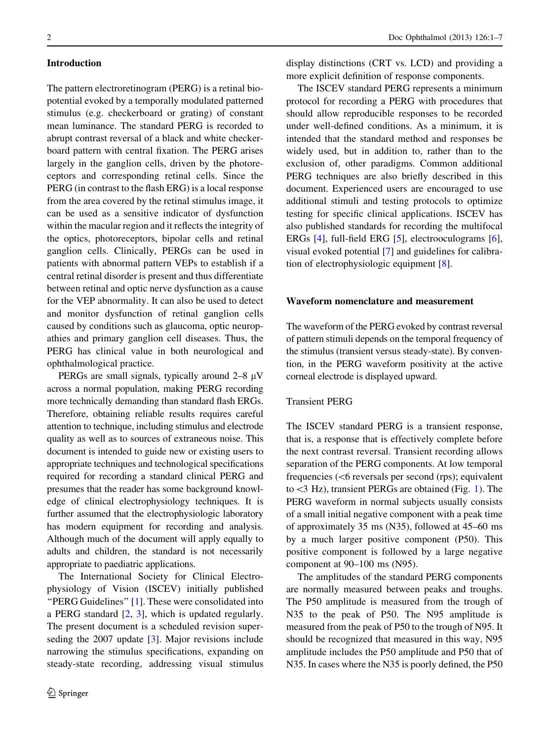## Introduction

The pattern electroretinogram (PERG) is a retinal biopotential evoked by a temporally modulated patterned stimulus (e.g. checkerboard or grating) of constant mean luminance. The standard PERG is recorded to abrupt contrast reversal of a black and white checkerboard pattern with central fixation. The PERG arises largely in the ganglion cells, driven by the photoreceptors and corresponding retinal cells. Since the PERG (in contrast to the flash ERG) is a local response from the area covered by the retinal stimulus image, it can be used as a sensitive indicator of dysfunction within the macular region and it reflects the integrity of the optics, photoreceptors, bipolar cells and retinal ganglion cells. Clinically, PERGs can be used in patients with abnormal pattern VEPs to establish if a central retinal disorder is present and thus differentiate between retinal and optic nerve dysfunction as a cause for the VEP abnormality. It can also be used to detect and monitor dysfunction of retinal ganglion cells caused by conditions such as glaucoma, optic neuropathies and primary ganglion cell diseases. Thus, the PERG has clinical value in both neurological and ophthalmological practice.

PERGs are small signals, typically around 2–8 μV across a normal population, making PERG recording more technically demanding than standard flash ERGs. Therefore, obtaining reliable results requires careful attention to technique, including stimulus and electrode quality as well as to sources of extraneous noise. This document is intended to guide new or existing users to appropriate techniques and technological specifications required for recording a standard clinical PERG and presumes that the reader has some background knowledge of clinical electrophysiology techniques. It is further assumed that the electrophysiologic laboratory has modern equipment for recording and analysis. Although much of the document will apply equally to adults and children, the standard is not necessarily appropriate to paediatric applications.

The International Society for Clinical Electrophysiology of Vision (ISCEV) initially published "PERG Guidelines" [1]. These were consolidated into a PERG standard [2, 3], which is updated regularly. The present document is a scheduled revision superseding the 2007 update [3]. Major revisions include narrowing the stimulus specifications, expanding on steady-state recording, addressing visual stimulus display distinctions (CRT vs. LCD) and providing a more explicit definition of response components.

The ISCEV standard PERG represents a minimum protocol for recording a PERG with procedures that should allow reproducible responses to be recorded under well-defined conditions. As a minimum, it is intended that the standard method and responses be widely used, but in addition to, rather than to the exclusion of, other paradigms. Common additional PERG techniques are also briefly described in this document. Experienced users are encouraged to use additional stimuli and testing protocols to optimize testing for specific clinical applications. ISCEV has also published standards for recording the multifocal ERGs [4], full-field ERG [5], electrooculograms [6], visual evoked potential [7] and guidelines for calibration of electrophysiologic equipment [8].

## Waveform nomenclature and measurement

The waveform of the PERG evoked by contrast reversal of pattern stimuli depends on the temporal frequency of the stimulus (transient versus steady-state). By convention, in the PERG waveform positivity at the active corneal electrode is displayed upward.

### Transient PERG

The ISCEV standard PERG is a transient response, that is, a response that is effectively complete before the next contrast reversal. Transient recording allows separation of the PERG components. At low temporal frequencies (<6 reversals per second (rps); equivalent to <3 Hz), transient PERGs are obtained (Fig. 1). The PERG waveform in normal subjects usually consists of a small initial negative component with a peak time of approximately 35 ms (N35), followed at 45–60 ms by a much larger positive component (P50). This positive component is followed by a large negative component at 90–100 ms (N95).

The amplitudes of the standard PERG components are normally measured between peaks and troughs. The P50 amplitude is measured from the trough of N35 to the peak of P50. The N95 amplitude is measured from the peak of P50 to the trough of N95. It should be recognized that measured in this way, N95 amplitude includes the P50 amplitude and P50 that of N35. In cases where the N35 is poorly defined, the P50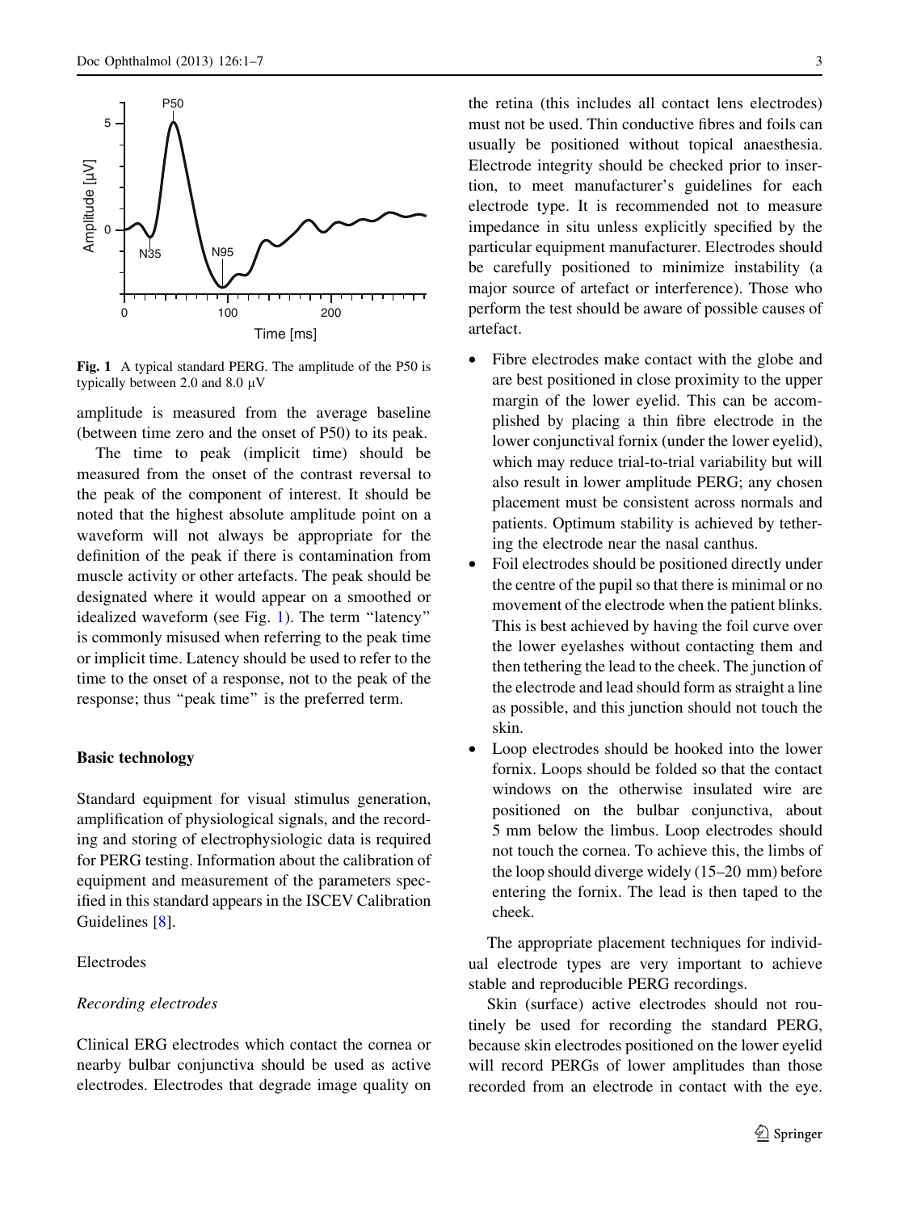Fig. 1 A typical standard PERG. The amplitude of the P50 is typically between 2.0 and 8.0 μV

amplitude is measured from the average baseline (between time zero and the onset of P50) to its peak.

The time to peak (implicit time) should be measured from the onset of the contrast reversal to the peak of the component of interest. It should be noted that the highest absolute amplitude point on a waveform will not always be appropriate for the definition of the peak if there is contamination from muscle activity or other artefacts. The peak should be designated where it would appear on a smoothed or idealized waveform (see Fig. 1). The term "latency" is commonly misused when referring to the peak time or implicit time. Latency should be used to refer to the time to the onset of a response, not to the peak of the response; thus "peak time" is the preferred term.

## Basic technology

Standard equipment for visual stimulus generation, amplification of physiological signals, and the recording and storing of electrophysiologic data is required for PERG testing. Information about the calibration of equipment and measurement of the parameters specified in this standard appears in the ISCEV Calibration Guidelines [8].

### Electrodes

#### *Recording electrodes*

Clinical ERG electrodes which contact the cornea or nearby bulbar conjunctiva should be used as active electrodes. Electrodes that degrade image quality on the retina (this includes all contact lens electrodes) must not be used. Thin conductive fibres and foils can usually be positioned without topical anaesthesia. Electrode integrity should be checked prior to insertion, to meet manufacturer's guidelines for each electrode type. It is recommended not to measure impedance in situ unless explicitly specified by the particular equipment manufacturer. Electrodes should be carefully positioned to minimize instability (a major source of artefact or interference). Those who perform the test should be aware of possible causes of artefact.

- Fibre electrodes make contact with the globe and are best positioned in close proximity to the upper margin of the lower eyelid. This can be accomplished by placing a thin fibre electrode in the lower conjunctival fornix (under the lower eyelid), which may reduce trial-to-trial variability but will also result in lower amplitude PERG; any chosen placement must be consistent across normals and patients. Optimum stability is achieved by tethering the electrode near the nasal canthus.
- Foil electrodes should be positioned directly under the centre of the pupil so that there is minimal or no movement of the electrode when the patient blinks. This is best achieved by having the foil curve over the lower eyelashes without contacting them and then tethering the lead to the cheek. The junction of the electrode and lead should form as straight a line as possible, and this junction should not touch the skin.
- Loop electrodes should be hooked into the lower fornix. Loops should be folded so that the contact windows on the otherwise insulated wire are positioned on the bulbar conjunctiva, about 5 mm below the limbus. Loop electrodes should not touch the cornea. To achieve this, the limbs of the loop should diverge widely (15–20 mm) before entering the fornix. The lead is then taped to the cheek.

The appropriate placement techniques for individual electrode types are very important to achieve stable and reproducible PERG recordings.

Skin (surface) active electrodes should not routinely be used for recording the standard PERG, because skin electrodes positioned on the lower eyelid will record PERGs of lower amplitudes than those recorded from an electrode in contact with the eye.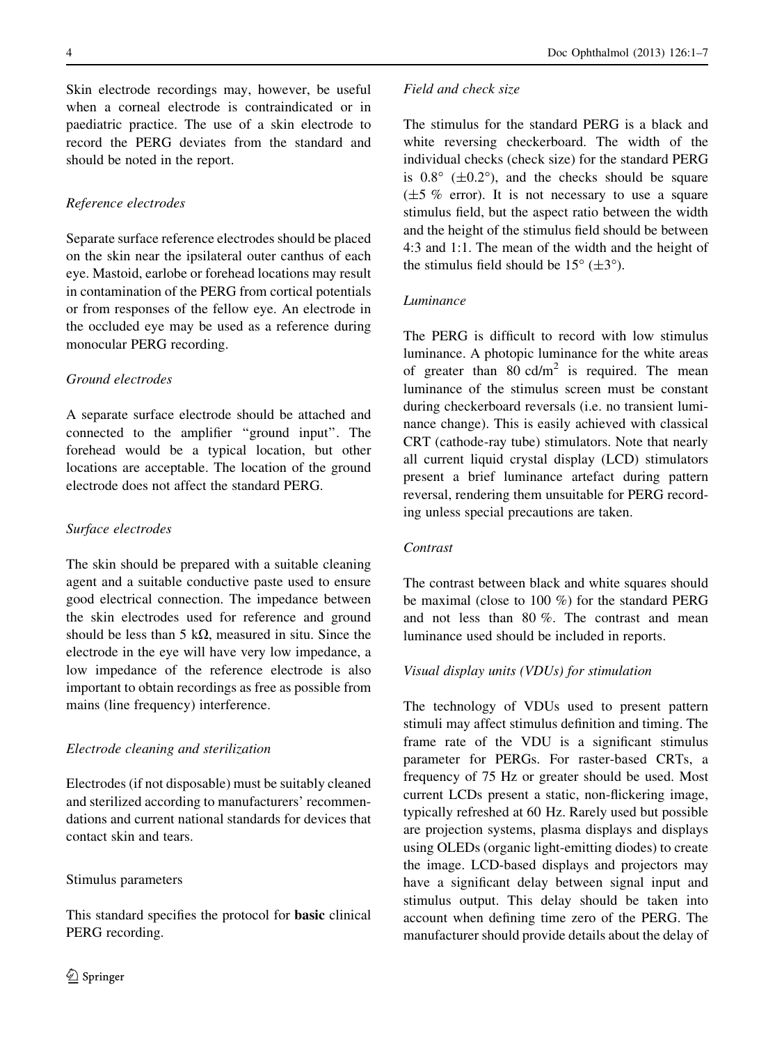Skin electrode recordings may, however, be useful when a corneal electrode is contraindicated or in paediatric practice. The use of a skin electrode to record the PERG deviates from the standard and should be noted in the report.

*Reference electrodes*

Separate surface reference electrodes should be placed on the skin near the ipsilateral outer canthus of each eye. Mastoid, earlobe or forehead locations may result in contamination of the PERG from cortical potentials or from responses of the fellow eye. An electrode in the occluded eye may be used as a reference during monocular PERG recording.

*Ground electrodes*

A separate surface electrode should be attached and connected to the amplifier "ground input". The forehead would be a typical location, but other locations are acceptable. The location of the ground electrode does not affect the standard PERG.

*Surface electrodes*

The skin should be prepared with a suitable cleaning agent and a suitable conductive paste used to ensure good electrical connection. The impedance between the skin electrodes used for reference and ground should be less than 5 kΩ, measured in situ. Since the electrode in the eye will have very low impedance, a low impedance of the reference electrode is also important to obtain recordings as free as possible from mains (line frequency) interference.

*Electrode cleaning and sterilization*

Electrodes (if not disposable) must be suitably cleaned and sterilized according to manufacturers' recommendations and current national standards for devices that contact skin and tears.

Stimulus parameters

This standard specifies the protocol for **basic** clinical PERG recording.

*Field and check size*

The stimulus for the standard PERG is a black and white reversing checkerboard. The width of the individual checks (check size) for the standard PERG is 0.8° (±0.2°), and the checks should be square (±5 % error). It is not necessary to use a square stimulus field, but the aspect ratio between the width and the height of the stimulus field should be between 4:3 and 1:1. The mean of the width and the height of the stimulus field should be 15° (±3°).

*Luminance*

The PERG is difficult to record with low stimulus luminance. A photopic luminance for the white areas of greater than 80 cd/m$^2$ is required. The mean luminance of the stimulus screen must be constant during checkerboard reversals (i.e. no transient luminance change). This is easily achieved with classical CRT (cathode-ray tube) stimulators. Note that nearly all current liquid crystal display (LCD) stimulators present a brief luminance artefact during pattern reversal, rendering them unsuitable for PERG recording unless special precautions are taken.

*Contrast*

The contrast between black and white squares should be maximal (close to 100 %) for the standard PERG and not less than 80 %. The contrast and mean luminance used should be included in reports.

*Visual display units (VDUs) for stimulation*

The technology of VDUs used to present pattern stimuli may affect stimulus definition and timing. The frame rate of the VDU is a significant stimulus parameter for PERGs. For raster-based CRTs, a frequency of 75 Hz or greater should be used. Most current LCDs present a static, non-flickering image, typically refreshed at 60 Hz. Rarely used but possible are projection systems, plasma displays and displays using OLEDs (organic light-emitting diodes) to create the image. LCD-based displays and projectors may have a significant delay between signal input and stimulus output. This delay should be taken into account when defining time zero of the PERG. The manufacturer should provide details about the delay of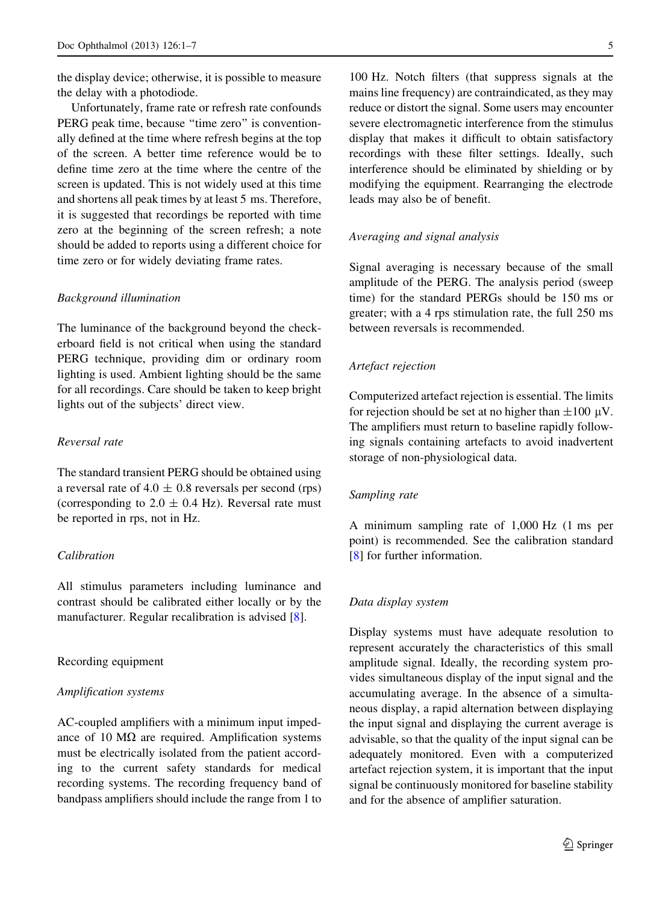the display device; otherwise, it is possible to measure the delay with a photodiode.

Unfortunately, frame rate or refresh rate confounds PERG peak time, because "time zero" is conventionally defined at the time where refresh begins at the top of the screen. A better time reference would be to define time zero at the time where the centre of the screen is updated. This is not widely used at this time and shortens all peak times by at least 5 ms. Therefore, it is suggested that recordings be reported with time zero at the beginning of the screen refresh; a note should be added to reports using a different choice for time zero or for widely deviating frame rates.

*Background illumination*

The luminance of the background beyond the checkerboard field is not critical when using the standard PERG technique, providing dim or ordinary room lighting is used. Ambient lighting should be the same for all recordings. Care should be taken to keep bright lights out of the subjects' direct view.

*Reversal rate*

The standard transient PERG should be obtained using a reversal rate of $4.0 \pm 0.8$ reversals per second (rps) (corresponding to $2.0 \pm 0.4$ Hz). Reversal rate must be reported in rps, not in Hz.

*Calibration*

All stimulus parameters including luminance and contrast should be calibrated either locally or by the manufacturer. Regular recalibration is advised [8].

## Recording equipment

*Amplification systems*

AC-coupled amplifiers with a minimum input impedance of 10 MΩ are required. Amplification systems must be electrically isolated from the patient according to the current safety standards for medical recording systems. The recording frequency band of bandpass amplifiers should include the range from 1 to 100 Hz. Notch filters (that suppress signals at the mains line frequency) are contraindicated, as they may reduce or distort the signal. Some users may encounter severe electromagnetic interference from the stimulus display that makes it difficult to obtain satisfactory recordings with these filter settings. Ideally, such interference should be eliminated by shielding or by modifying the equipment. Rearranging the electrode leads may also be of benefit.

*Averaging and signal analysis*

Signal averaging is necessary because of the small amplitude of the PERG. The analysis period (sweep time) for the standard PERGs should be 150 ms or greater; with a 4 rps stimulation rate, the full 250 ms between reversals is recommended.

*Artefact rejection*

Computerized artefact rejection is essential. The limits for rejection should be set at no higher than $\pm 100$ μV. The amplifiers must return to baseline rapidly following signals containing artefacts to avoid inadvertent storage of non-physiological data.

*Sampling rate*

A minimum sampling rate of 1,000 Hz (1 ms per point) is recommended. See the calibration standard [8] for further information.

*Data display system*

Display systems must have adequate resolution to represent accurately the characteristics of this small amplitude signal. Ideally, the recording system provides simultaneous display of the input signal and the accumulating average. In the absence of a simultaneous display, a rapid alternation between displaying the input signal and displaying the current average is advisable, so that the quality of the input signal can be adequately monitored. Even with a computerized artefact rejection system, it is important that the input signal be continuously monitored for baseline stability and for the absence of amplifier saturation.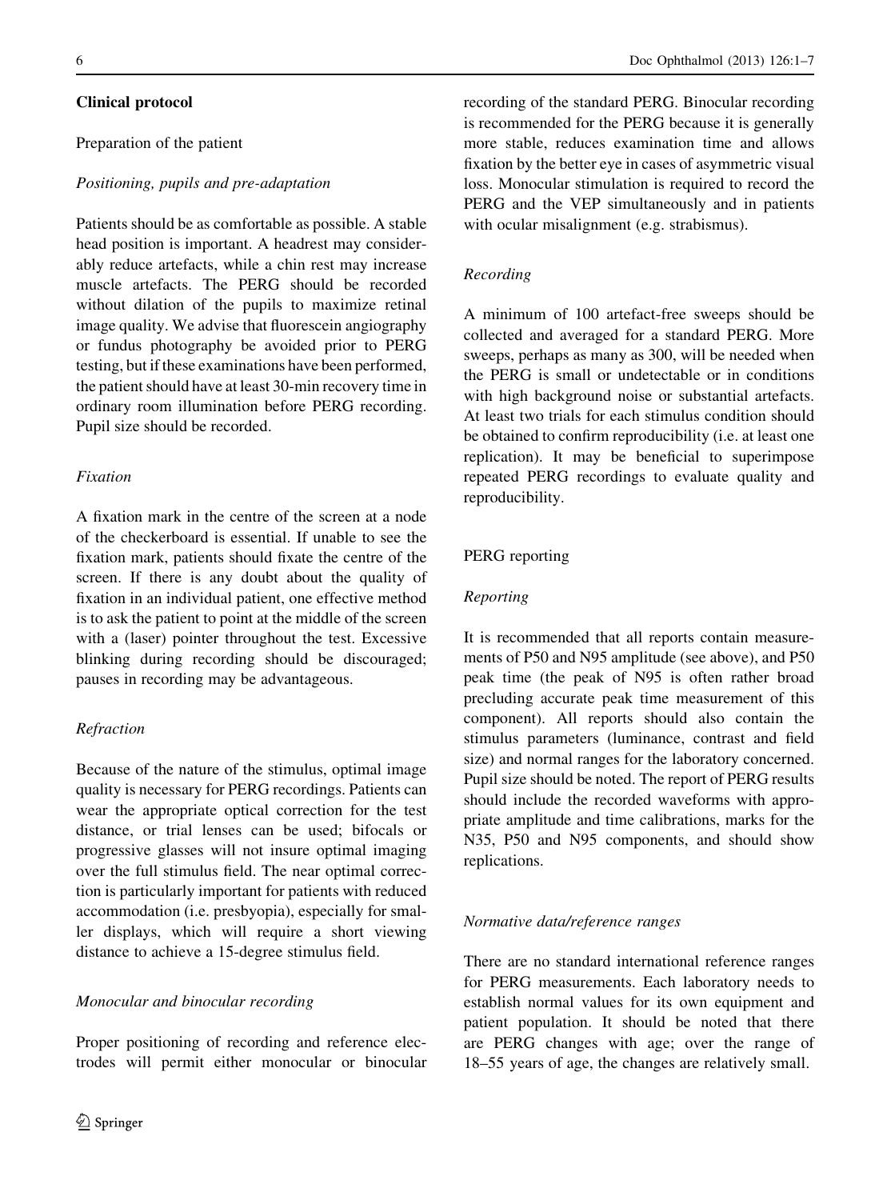## Clinical protocol

### Preparation of the patient

#### *Positioning, pupils and pre-adaptation*

Patients should be as comfortable as possible. A stable head position is important. A headrest may considerably reduce artefacts, while a chin rest may increase muscle artefacts. The PERG should be recorded without dilation of the pupils to maximize retinal image quality. We advise that fluorescein angiography or fundus photography be avoided prior to PERG testing, but if these examinations have been performed, the patient should have at least 30-min recovery time in ordinary room illumination before PERG recording. Pupil size should be recorded.

#### *Fixation*

A fixation mark in the centre of the screen at a node of the checkerboard is essential. If unable to see the fixation mark, patients should fixate the centre of the screen. If there is any doubt about the quality of fixation in an individual patient, one effective method is to ask the patient to point at the middle of the screen with a (laser) pointer throughout the test. Excessive blinking during recording should be discouraged; pauses in recording may be advantageous.

#### *Refraction*

Because of the nature of the stimulus, optimal image quality is necessary for PERG recordings. Patients can wear the appropriate optical correction for the test distance, or trial lenses can be used; bifocals or progressive glasses will not insure optimal imaging over the full stimulus field. The near optimal correction is particularly important for patients with reduced accommodation (i.e. presbyopia), especially for smaller displays, which will require a short viewing distance to achieve a 15-degree stimulus field.

#### *Monocular and binocular recording*

Proper positioning of recording and reference electrodes will permit either monocular or binocular recording of the standard PERG. Binocular recording is recommended for the PERG because it is generally more stable, reduces examination time and allows fixation by the better eye in cases of asymmetric visual loss. Monocular stimulation is required to record the PERG and the VEP simultaneously and in patients with ocular misalignment (e.g. strabismus).

#### *Recording*

A minimum of 100 artefact-free sweeps should be collected and averaged for a standard PERG. More sweeps, perhaps as many as 300, will be needed when the PERG is small or undetectable or in conditions with high background noise or substantial artefacts. At least two trials for each stimulus condition should be obtained to confirm reproducibility (i.e. at least one replication). It may be beneficial to superimpose repeated PERG recordings to evaluate quality and reproducibility.

### PERG reporting

#### *Reporting*

It is recommended that all reports contain measurements of P50 and N95 amplitude (see above), and P50 peak time (the peak of N95 is often rather broad precluding accurate peak time measurement of this component). All reports should also contain the stimulus parameters (luminance, contrast and field size) and normal ranges for the laboratory concerned. Pupil size should be noted. The report of PERG results should include the recorded waveforms with appropriate amplitude and time calibrations, marks for the N35, P50 and N95 components, and should show replications.

#### *Normative data/reference ranges*

There are no standard international reference ranges for PERG measurements. Each laboratory needs to establish normal values for its own equipment and patient population. It should be noted that there are PERG changes with age; over the range of 18–55 years of age, the changes are relatively small.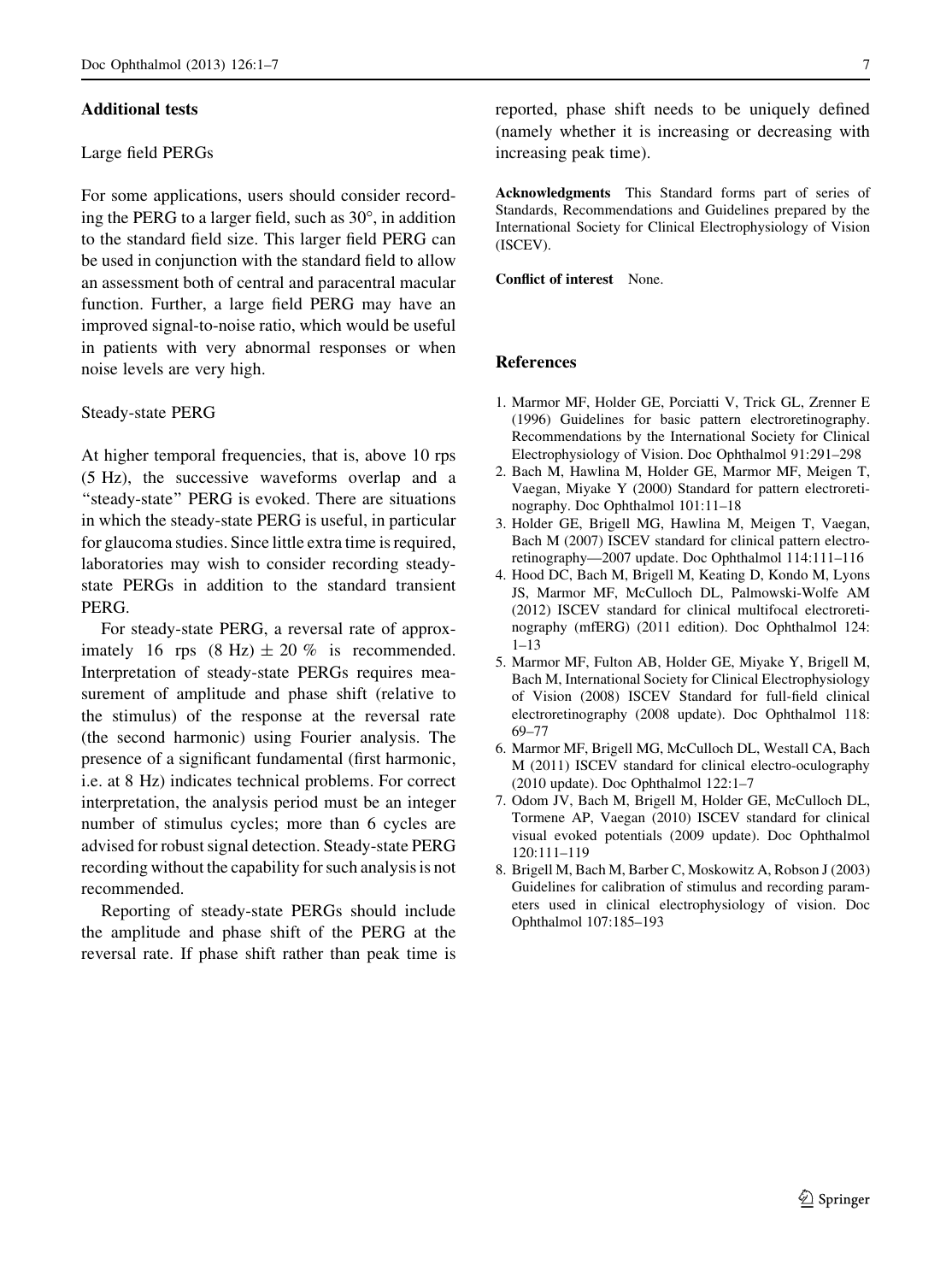### Additional tests

#### Large field PERGs

For some applications, users should consider recording the PERG to a larger field, such as 30°, in addition to the standard field size. This larger field PERG can be used in conjunction with the standard field to allow an assessment both of central and paracentral macular function. Further, a large field PERG may have an improved signal-to-noise ratio, which would be useful in patients with very abnormal responses or when noise levels are very high.

#### Steady-state PERG

At higher temporal frequencies, that is, above 10 rps (5 Hz), the successive waveforms overlap and a "steady-state" PERG is evoked. There are situations in which the steady-state PERG is useful, in particular for glaucoma studies. Since little extra time is required, laboratories may wish to consider recording steady-state PERGs in addition to the standard transient PERG.

For steady-state PERG, a reversal rate of approximately 16 rps (8 Hz) $\pm$ 20 % is recommended. Interpretation of steady-state PERGs requires measurement of amplitude and phase shift (relative to the stimulus) of the response at the reversal rate (the second harmonic) using Fourier analysis. The presence of a significant fundamental (first harmonic, i.e. at 8 Hz) indicates technical problems. For correct interpretation, the analysis period must be an integer number of stimulus cycles; more than 6 cycles are advised for robust signal detection. Steady-state PERG recording without the capability for such analysis is not recommended.

Reporting of steady-state PERGs should include the amplitude and phase shift of the PERG at the reversal rate. If phase shift rather than peak time is reported, phase shift needs to be uniquely defined (namely whether it is increasing or decreasing with increasing peak time).

**Acknowledgments** This Standard forms part of series of Standards, Recommendations and Guidelines prepared by the International Society for Clinical Electrophysiology of Vision (ISCEV).

**Conflict of interest** None.

### References

1. Marmor MF, Holder GE, Porciatti V, Trick GL, Zrenner E (1996) Guidelines for basic pattern electroretinography. Recommendations by the International Society for Clinical Electrophysiology of Vision. Doc Ophthalmol 91:291–298
2. Bach M, Hawlina M, Holder GE, Marmor MF, Meigen T, Vaegan, Miyake Y (2000) Standard for pattern electroretinography. Doc Ophthalmol 101:11–18
3. Holder GE, Brigell MG, Hawlina M, Meigen T, Vaegan, Bach M (2007) ISCEV standard for clinical pattern electroretinography—2007 update. Doc Ophthalmol 114:111–116
4. Hood DC, Bach M, Brigell M, Keating D, Kondo M, Lyons JS, Marmor MF, McCulloch DL, Palmowski-Wolfe AM (2012) ISCEV standard for clinical multifocal electroretinography (mfERG) (2011 edition). Doc Ophthalmol 124: 1–13
5. Marmor MF, Fulton AB, Holder GE, Miyake Y, Brigell M, Bach M, International Society for Clinical Electrophysiology of Vision (2008) ISCEV Standard for full-field clinical electroretinography (2008 update). Doc Ophthalmol 118: 69–77
6. Marmor MF, Brigell MG, McCulloch DL, Westall CA, Bach M (2011) ISCEV standard for clinical electro-oculography (2010 update). Doc Ophthalmol 122:1–7
7. Odom JV, Bach M, Brigell M, Holder GE, McCulloch DL, Tormene AP, Vaegan (2010) ISCEV standard for clinical visual evoked potentials (2009 update). Doc Ophthalmol 120:111–119
8. Brigell M, Bach M, Barber C, Moskowitz A, Robson J (2003) Guidelines for calibration of stimulus and recording parameters used in clinical electrophysiology of vision. Doc Ophthalmol 107:185–193